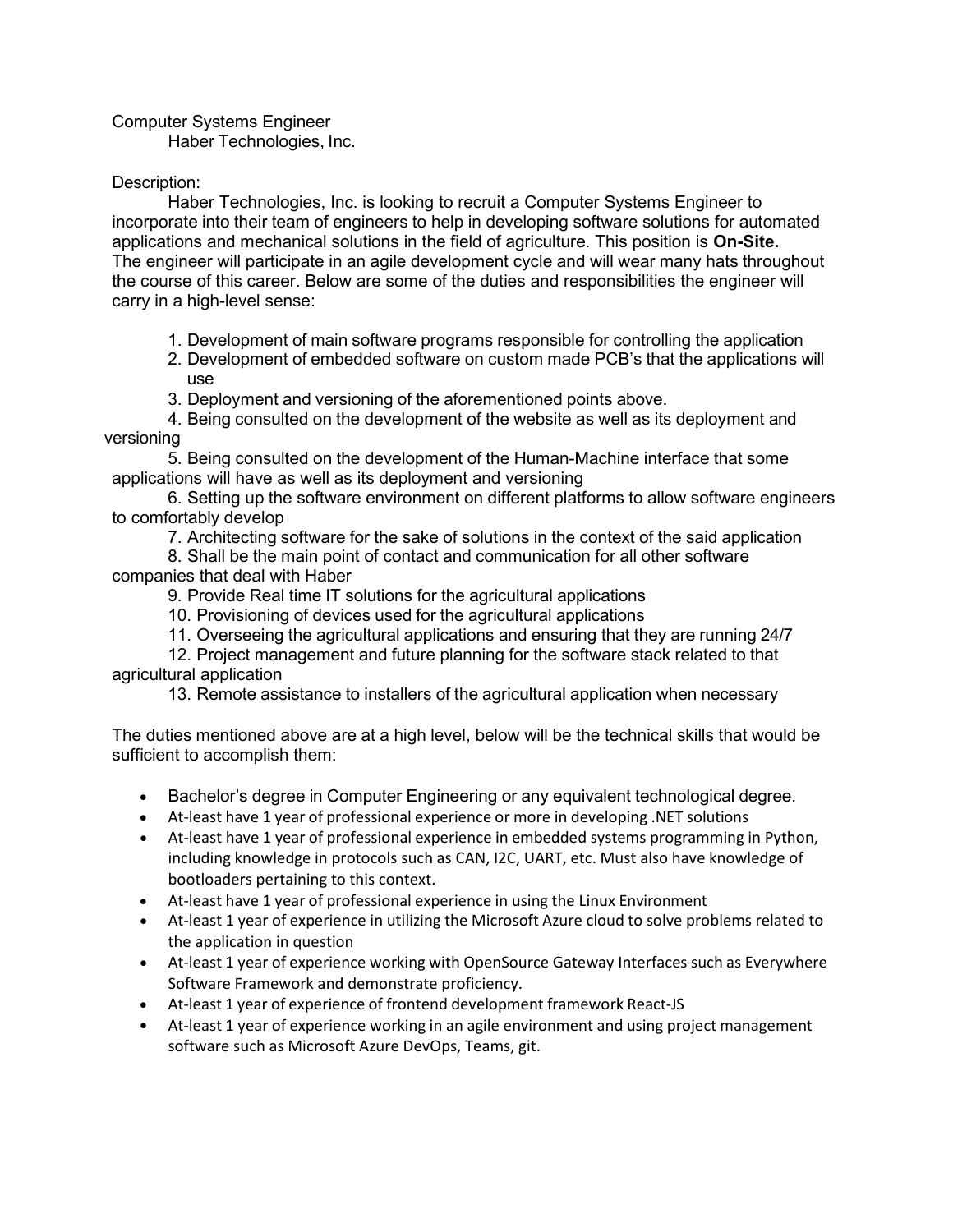Computer Systems Engineer

Haber Technologies, Inc.

Description:

Haber Technologies, Inc. is looking to recruit a Computer Systems Engineer to incorporate into their team of engineers to help in developing software solutions for automated applications and mechanical solutions in the field of agriculture. This position is **On-Site.** The engineer will participate in an agile development cycle and will wear many hats throughout the course of this career. Below are some of the duties and responsibilities the engineer will carry in a high-level sense:

1. Development of main software programs responsible for controlling the application
2. Development of embedded software on custom made PCB's that the applications will use
3. Deployment and versioning of the aforementioned points above.
4. Being consulted on the development of the website as well as its deployment and versioning
5. Being consulted on the development of the Human-Machine interface that some applications will have as well as its deployment and versioning
6. Setting up the software environment on different platforms to allow software engineers to comfortably develop
7. Architecting software for the sake of solutions in the context of the said application
8. Shall be the main point of contact and communication for all other software companies that deal with Haber
9. Provide Real time IT solutions for the agricultural applications
10. Provisioning of devices used for the agricultural applications
11. Overseeing the agricultural applications and ensuring that they are running 24/7
12. Project management and future planning for the software stack related to that agricultural application
13. Remote assistance to installers of the agricultural application when necessary

The duties mentioned above are at a high level, below will be the technical skills that would be sufficient to accomplish them:

- Bachelor's degree in Computer Engineering or any equivalent technological degree.
- At-least have 1 year of professional experience or more in developing .NET solutions
- At-least have 1 year of professional experience in embedded systems programming in Python, including knowledge in protocols such as CAN, I2C, UART, etc. Must also have knowledge of bootloaders pertaining to this context.
- At-least have 1 year of professional experience in using the Linux Environment
- At-least 1 year of experience in utilizing the Microsoft Azure cloud to solve problems related to the application in question
- At-least 1 year of experience working with OpenSource Gateway Interfaces such as Everywhere Software Framework and demonstrate proficiency.
- At-least 1 year of experience of frontend development framework React-JS
- At-least 1 year of experience working in an agile environment and using project management software such as Microsoft Azure DevOps, Teams, git.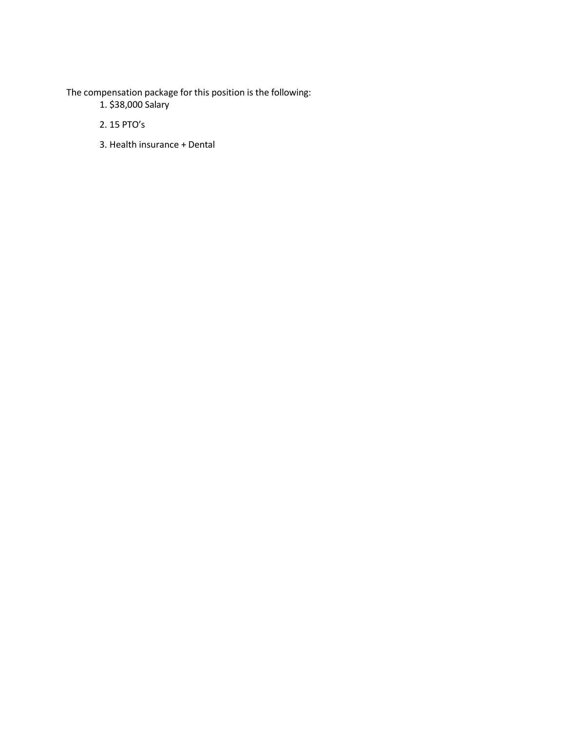The compensation package for this position is the following:

1. $38,000 Salary
2. 15 PTO’s
3. Health insurance + Dental